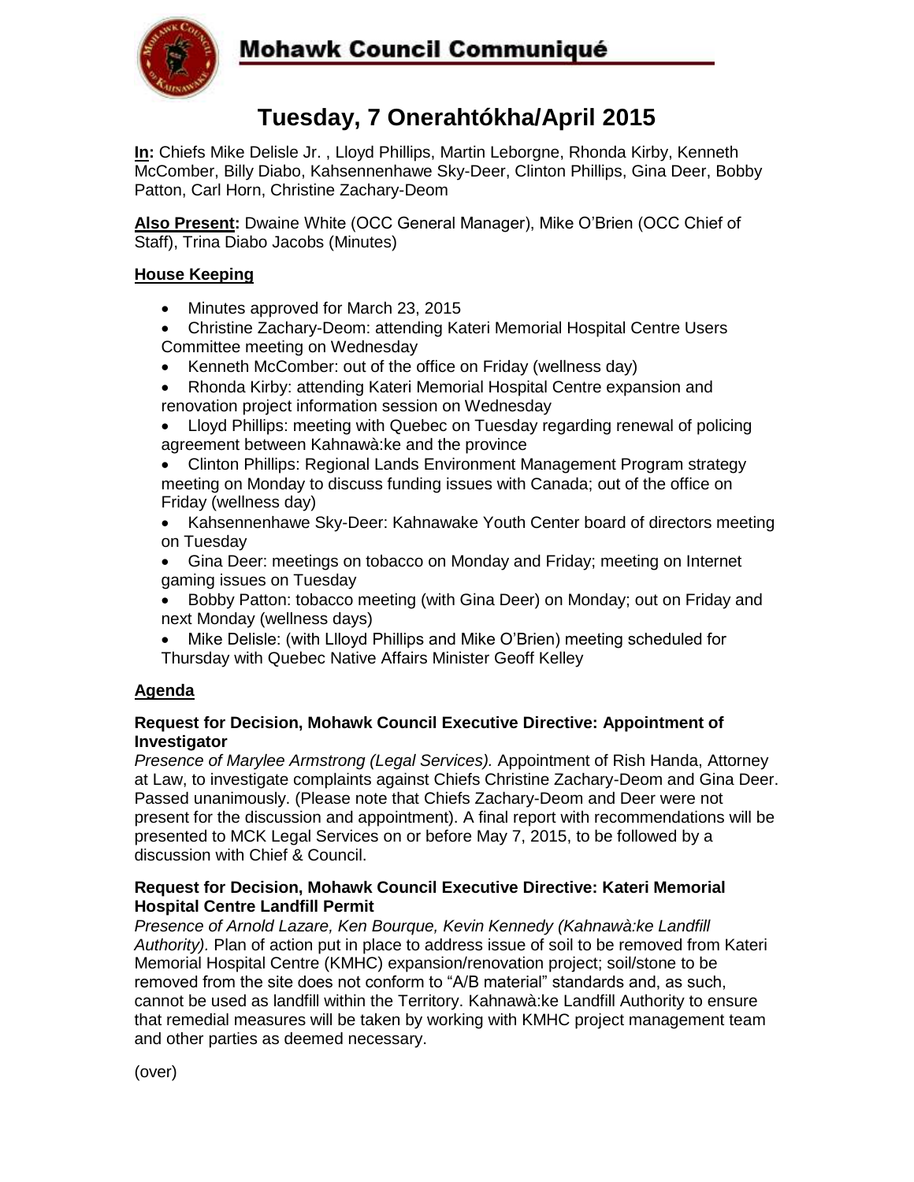# Mohawk Council Communiqué

## Tuesday, 7 Onerahtókha/April 2015

**In:** Chiefs Mike Delisle Jr. , Lloyd Phillips, Martin Leborgne, Rhonda Kirby, Kenneth McComber, Billy Diabo, Kahsennenhawe Sky-Deer, Clinton Phillips, Gina Deer, Bobby Patton, Carl Horn, Christine Zachary-Deom

**Also Present:** Dwaine White (OCC General Manager), Mike O'Brien (OCC Chief of Staff), Trina Diabo Jacobs (Minutes)

### House Keeping

- Minutes approved for March 23, 2015
- Christine Zachary-Deom: attending Kateri Memorial Hospital Centre Users Committee meeting on Wednesday
- Kenneth McComber: out of the office on Friday (wellness day)
- Rhonda Kirby: attending Kateri Memorial Hospital Centre expansion and renovation project information session on Wednesday
- Lloyd Phillips: meeting with Quebec on Tuesday regarding renewal of policing agreement between Kahnawà:ke and the province
- Clinton Phillips: Regional Lands Environment Management Program strategy meeting on Monday to discuss funding issues with Canada; out of the office on Friday (wellness day)
- Kahsennenhawe Sky-Deer: Kahnawake Youth Center board of directors meeting on Tuesday
- Gina Deer: meetings on tobacco on Monday and Friday; meeting on Internet gaming issues on Tuesday
- Bobby Patton: tobacco meeting (with Gina Deer) on Monday; out on Friday and next Monday (wellness days)
- Mike Delisle: (with Llloyd Phillips and Mike O'Brien) meeting scheduled for Thursday with Quebec Native Affairs Minister Geoff Kelley

### Agenda

**Request for Decision, Mohawk Council Executive Directive: Appointment of Investigator**
*Presence of Marylee Armstrong (Legal Services).* Appointment of Rish Handa, Attorney at Law, to investigate complaints against Chiefs Christine Zachary-Deom and Gina Deer. Passed unanimously. (Please note that Chiefs Zachary-Deom and Deer were not present for the discussion and appointment). A final report with recommendations will be presented to MCK Legal Services on or before May 7, 2015, to be followed by a discussion with Chief & Council.

**Request for Decision, Mohawk Council Executive Directive: Kateri Memorial Hospital Centre Landfill Permit**
*Presence of Arnold Lazare, Ken Bourque, Kevin Kennedy (Kahnawà:ke Landfill Authority).* Plan of action put in place to address issue of soil to be removed from Kateri Memorial Hospital Centre (KMHC) expansion/renovation project; soil/stone to be removed from the site does not conform to "A/B material" standards and, as such, cannot be used as landfill within the Territory. Kahnawà:ke Landfill Authority to ensure that remedial measures will be taken by working with KMHC project management team and other parties as deemed necessary.

(over)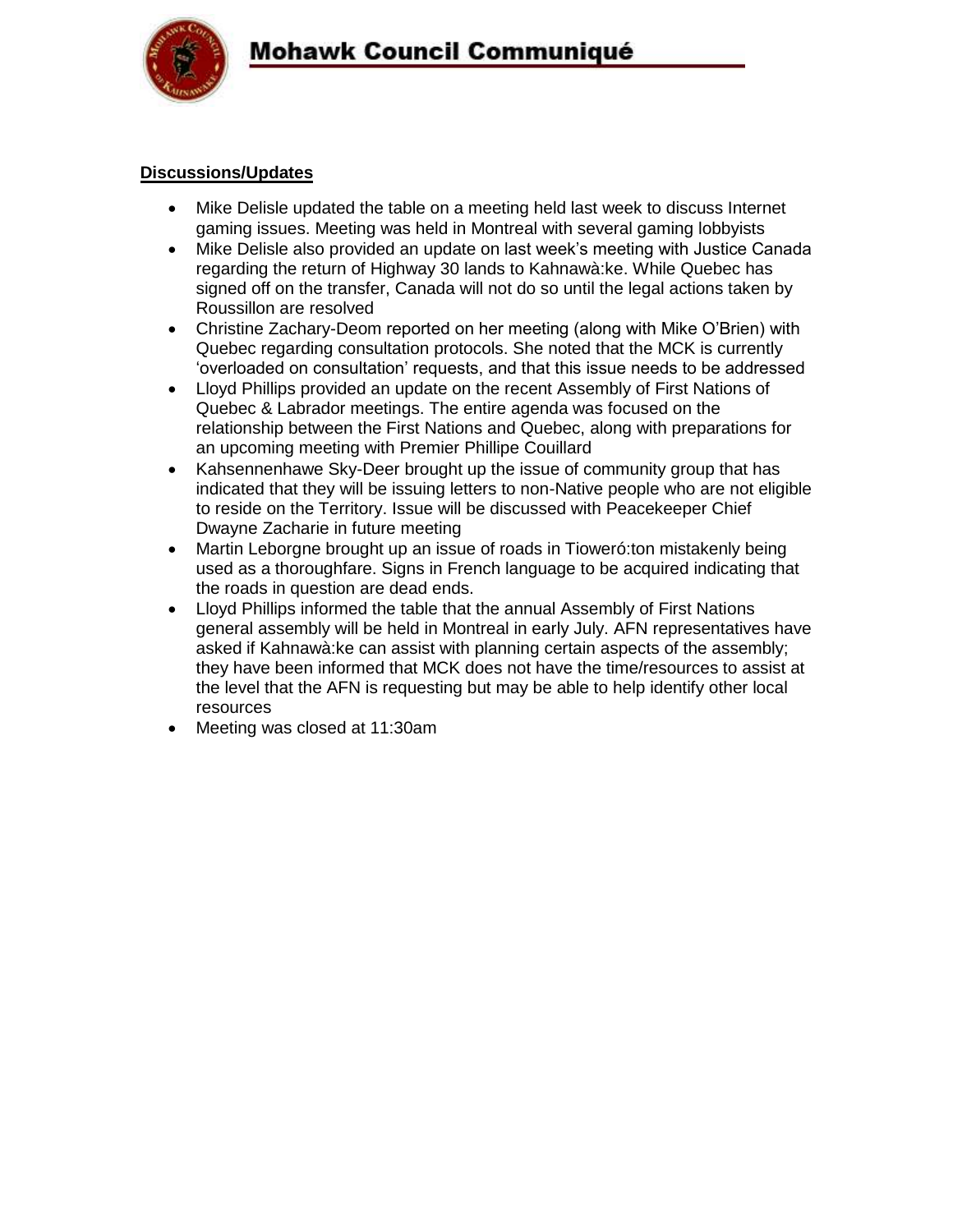**Discussions/Updates**

- Mike Delisle updated the table on a meeting held last week to discuss Internet gaming issues. Meeting was held in Montreal with several gaming lobbyists
- Mike Delisle also provided an update on last week's meeting with Justice Canada regarding the return of Highway 30 lands to Kahnawà:ke. While Quebec has signed off on the transfer, Canada will not do so until the legal actions taken by Roussillon are resolved
- Christine Zachary-Deom reported on her meeting (along with Mike O'Brien) with Quebec regarding consultation protocols. She noted that the MCK is currently 'overloaded on consultation' requests, and that this issue needs to be addressed
- Lloyd Phillips provided an update on the recent Assembly of First Nations of Quebec & Labrador meetings. The entire agenda was focused on the relationship between the First Nations and Quebec, along with preparations for an upcoming meeting with Premier Phillipe Couillard
- Kahsennenhawe Sky-Deer brought up the issue of community group that has indicated that they will be issuing letters to non-Native people who are not eligible to reside on the Territory. Issue will be discussed with Peacekeeper Chief Dwayne Zacharie in future meeting
- Martin Leborgne brought up an issue of roads in Tioweró:ton mistakenly being used as a thoroughfare. Signs in French language to be acquired indicating that the roads in question are dead ends.
- Lloyd Phillips informed the table that the annual Assembly of First Nations general assembly will be held in Montreal in early July. AFN representatives have asked if Kahnawà:ke can assist with planning certain aspects of the assembly; they have been informed that MCK does not have the time/resources to assist at the level that the AFN is requesting but may be able to help identify other local resources
- Meeting was closed at 11:30am